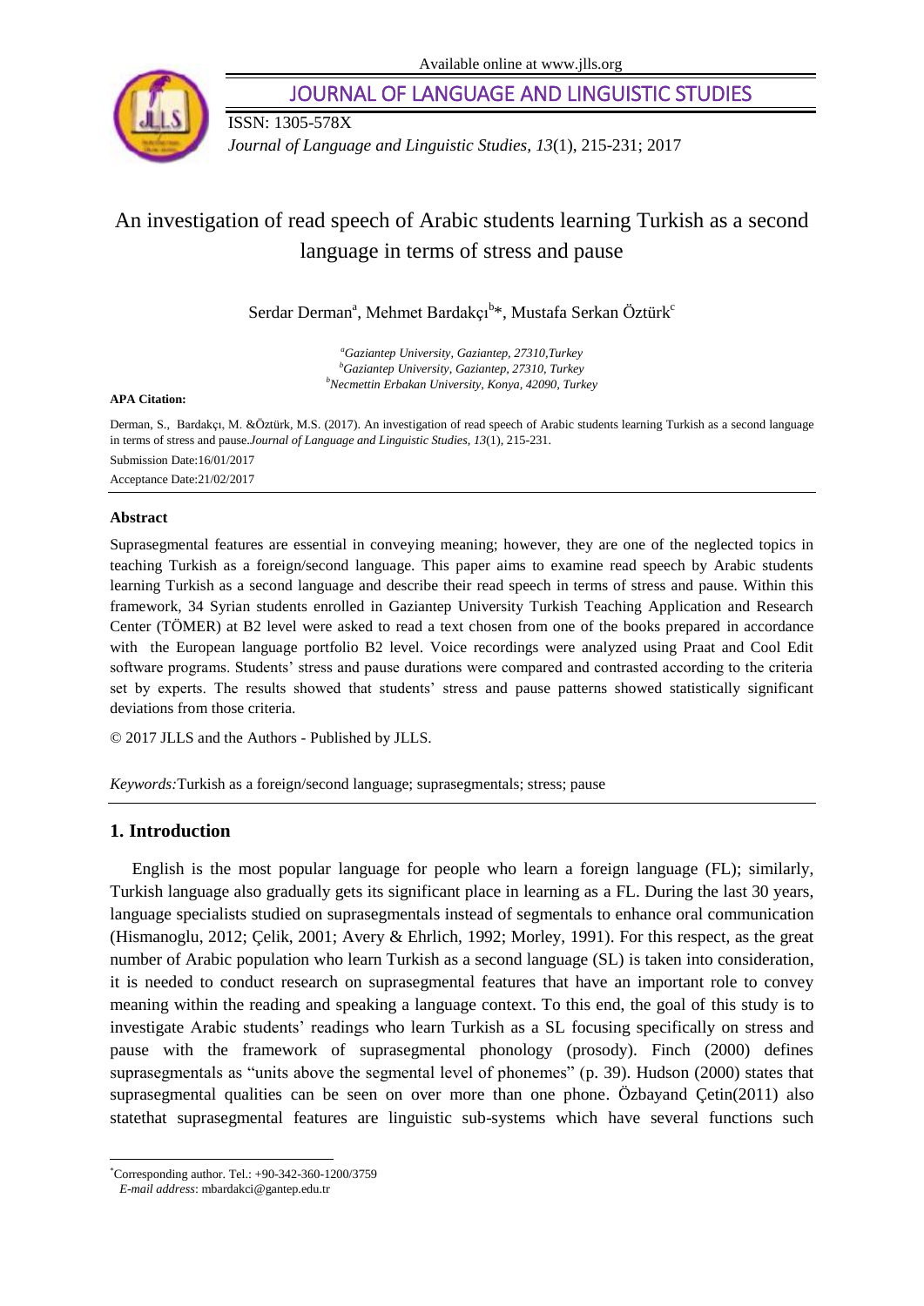# An investigation of read speech of Arabic students learning Turkish as a second language in terms of stress and pause

Serdar Derman[a], Mehmet Bardakçı[b]*, Mustafa Serkan Öztürk[c]

[a] *Gaziantep University, Gaziantep, 27310,Turkey*
[b] *Gaziantep University, Gaziantep, 27310, Turkey*
[b] *Necmettin Erbakan University, Konya, 42090, Turkey*

**APA Citation:**

Derman, S., Bardakçı, M. &Öztürk, M.S. (2017). An investigation of read speech of Arabic students learning Turkish as a second language in terms of stress and pause.*Journal of Language and Linguistic Studies, 13*(1), 215-231.

Submission Date:16/01/2017

Acceptance Date:21/02/2017

### Abstract

Suprasegmental features are essential in conveying meaning; however, they are one of the neglected topics in teaching Turkish as a foreign/second language. This paper aims to examine read speech by Arabic students learning Turkish as a second language and describe their read speech in terms of stress and pause. Within this framework, 34 Syrian students enrolled in Gaziantep University Turkish Teaching Application and Research Center (TÖMER) at B2 level were asked to read a text chosen from one of the books prepared in accordance with the European language portfolio B2 level. Voice recordings were analyzed using Praat and Cool Edit software programs. Students' stress and pause durations were compared and contrasted according to the criteria set by experts. The results showed that students' stress and pause patterns showed statistically significant deviations from those criteria.

© 2017 JLLS and the Authors - Published by JLLS.

*Keywords:*Turkish as a foreign/second language; suprasegmentals; stress; pause

## 1. Introduction

English is the most popular language for people who learn a foreign language (FL); similarly, Turkish language also gradually gets its significant place in learning as a FL. During the last 30 years, language specialists studied on suprasegmentals instead of segmentals to enhance oral communication (Hismanoglu, 2012; Çelik, 2001; Avery & Ehrlich, 1992; Morley, 1991). For this respect, as the great number of Arabic population who learn Turkish as a second language (SL) is taken into consideration, it is needed to conduct research on suprasegmental features that have an important role to convey meaning within the reading and speaking a language context. To this end, the goal of this study is to investigate Arabic students' readings who learn Turkish as a SL focusing specifically on stress and pause with the framework of suprasegmental phonology (prosody). Finch (2000) defines suprasegmentals as "units above the segmental level of phonemes" (p. 39). Hudson (2000) states that suprasegmental qualities can be seen on over more than one phone. Özbayand Çetin(2011) also statethat suprasegmental features are linguistic sub-systems which have several functions such

---

*Corresponding author. Tel.: +90-342-360-1200/3759
*E-mail address*: mbardakci@gantep.edu.tr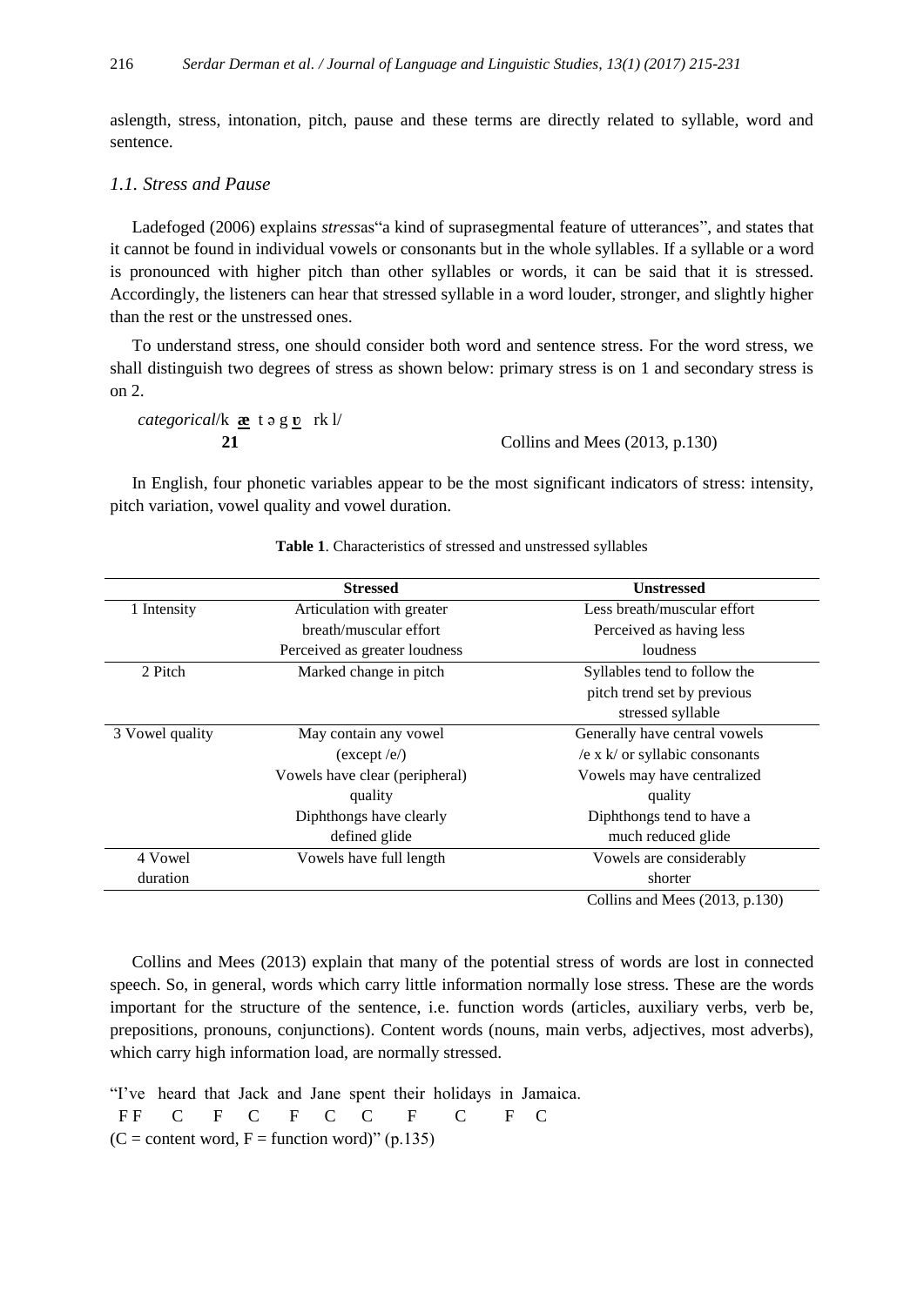aslength, stress, intonation, pitch, pause and these terms are directly related to syllable, word and sentence.

### *1.1. Stress and Pause*

Ladefoged (2006) explains *stress*as"a kind of suprasegmental feature of utterances", and states that it cannot be found in individual vowels or consonants but in the whole syllables. If a syllable or a word is pronounced with higher pitch than other syllables or words, it can be said that it is stressed. Accordingly, the listeners can hear that stressed syllable in a word louder, stronger, and slightly higher than the rest or the unstressed ones.

To understand stress, one should consider both word and sentence stress. For the word stress, we shall distinguish two degrees of stress as shown below: primary stress is on 1 and secondary stress is on 2.

*categorical*/k **æ** t ə g **ɒ** rk l/
**21** Collins and Mees (2013, p.130)

In English, four phonetic variables appear to be the most significant indicators of stress: intensity, pitch variation, vowel quality and vowel duration.

**Table 1**. Characteristics of stressed and unstressed syllables

| | Stressed | Unstressed |
|---|---|---|
| 1 Intensity | Articulation with greater breath/muscular effort<br>Perceived as greater loudness | Less breath/muscular effort<br>Perceived as having less loudness |
| 2 Pitch | Marked change in pitch | Syllables tend to follow the pitch trend set by previous stressed syllable |
| 3 Vowel quality | May contain any vowel (except /e/)<br>Vowels have clear (peripheral) quality<br>Diphthongs have clearly defined glide | Generally have central vowels /e x k/ or syllabic consonants<br>Vowels may have centralized quality<br>Diphthongs tend to have a much reduced glide |
| 4 Vowel duration | Vowels have full length | Vowels are considerably shorter |

Collins and Mees (2013, p.130)

Collins and Mees (2013) explain that many of the potential stress of words are lost in connected speech. So, in general, words which carry little information normally lose stress. These are the words important for the structure of the sentence, i.e. function words (articles, auxiliary verbs, verb be, prepositions, pronouns, conjunctions). Content words (nouns, main verbs, adjectives, most adverbs), which carry high information load, are normally stressed.

"I've heard that Jack and Jane spent their holidays in Jamaica.
F F C F C F C C F C F C
(C = content word, F = function word)" (p.135)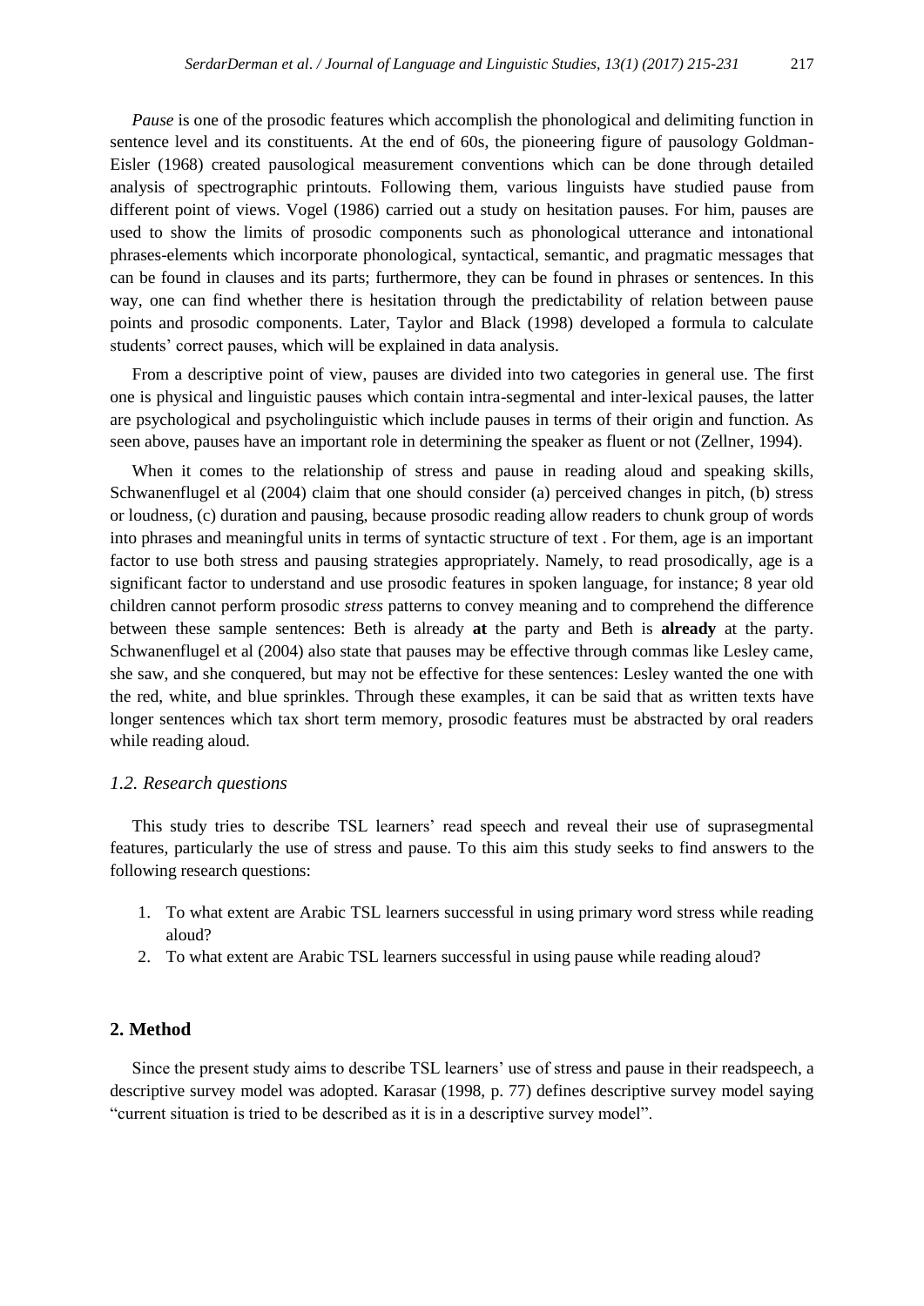*Pause* is one of the prosodic features which accomplish the phonological and delimiting function in sentence level and its constituents. At the end of 60s, the pioneering figure of pausology Goldman-Eisler (1968) created pausological measurement conventions which can be done through detailed analysis of spectrographic printouts. Following them, various linguists have studied pause from different point of views. Vogel (1986) carried out a study on hesitation pauses. For him, pauses are used to show the limits of prosodic components such as phonological utterance and intonational phrases-elements which incorporate phonological, syntactical, semantic, and pragmatic messages that can be found in clauses and its parts; furthermore, they can be found in phrases or sentences. In this way, one can find whether there is hesitation through the predictability of relation between pause points and prosodic components. Later, Taylor and Black (1998) developed a formula to calculate students' correct pauses, which will be explained in data analysis.

From a descriptive point of view, pauses are divided into two categories in general use. The first one is physical and linguistic pauses which contain intra-segmental and inter-lexical pauses, the latter are psychological and psycholinguistic which include pauses in terms of their origin and function. As seen above, pauses have an important role in determining the speaker as fluent or not (Zellner, 1994).

When it comes to the relationship of stress and pause in reading aloud and speaking skills, Schwanenflugel et al (2004) claim that one should consider (a) perceived changes in pitch, (b) stress or loudness, (c) duration and pausing, because prosodic reading allow readers to chunk group of words into phrases and meaningful units in terms of syntactic structure of text . For them, age is an important factor to use both stress and pausing strategies appropriately. Namely, to read prosodically, age is a significant factor to understand and use prosodic features in spoken language, for instance; 8 year old children cannot perform prosodic *stress* patterns to convey meaning and to comprehend the difference between these sample sentences: Beth is already **at** the party and Beth is **already** at the party. Schwanenflugel et al (2004) also state that pauses may be effective through commas like Lesley came, she saw, and she conquered, but may not be effective for these sentences: Lesley wanted the one with the red, white, and blue sprinkles. Through these examples, it can be said that as written texts have longer sentences which tax short term memory, prosodic features must be abstracted by oral readers while reading aloud.

### *1.2. Research questions*

This study tries to describe TSL learners' read speech and reveal their use of suprasegmental features, particularly the use of stress and pause. To this aim this study seeks to find answers to the following research questions:

1. To what extent are Arabic TSL learners successful in using primary word stress while reading aloud?
2. To what extent are Arabic TSL learners successful in using pause while reading aloud?

## 2. Method

Since the present study aims to describe TSL learners' use of stress and pause in their readspeech, a descriptive survey model was adopted. Karasar (1998, p. 77) defines descriptive survey model saying "current situation is tried to be described as it is in a descriptive survey model".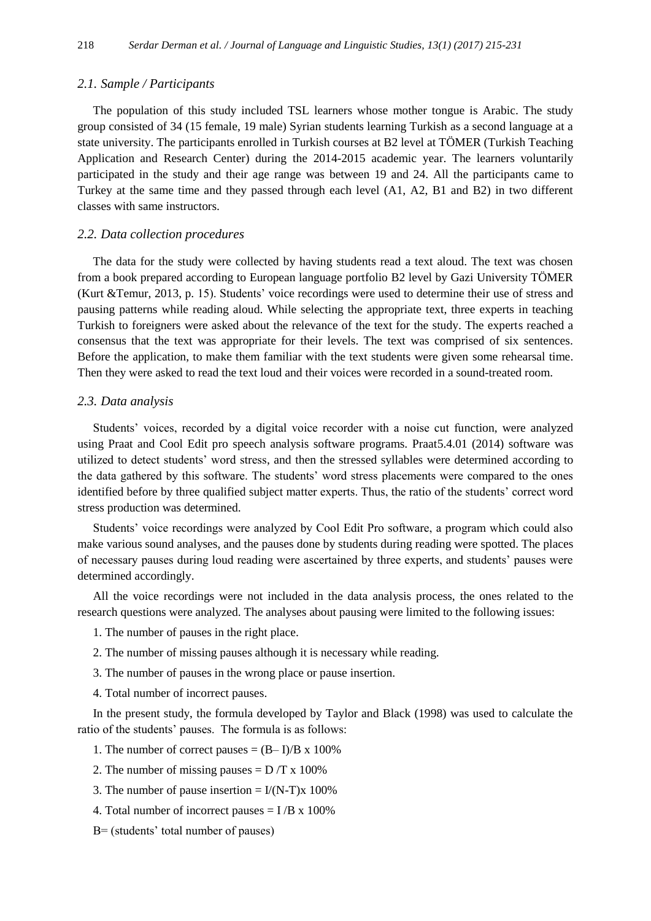### 2.1. Sample / Participants

The population of this study included TSL learners whose mother tongue is Arabic. The study group consisted of 34 (15 female, 19 male) Syrian students learning Turkish as a second language at a state university. The participants enrolled in Turkish courses at B2 level at TÖMER (Turkish Teaching Application and Research Center) during the 2014-2015 academic year. The learners voluntarily participated in the study and their age range was between 19 and 24. All the participants came to Turkey at the same time and they passed through each level (A1, A2, B1 and B2) in two different classes with same instructors.

### 2.2. Data collection procedures

The data for the study were collected by having students read a text aloud. The text was chosen from a book prepared according to European language portfolio B2 level by Gazi University TÖMER (Kurt &Temur, 2013, p. 15). Students' voice recordings were used to determine their use of stress and pausing patterns while reading aloud. While selecting the appropriate text, three experts in teaching Turkish to foreigners were asked about the relevance of the text for the study. The experts reached a consensus that the text was appropriate for their levels. The text was comprised of six sentences. Before the application, to make them familiar with the text students were given some rehearsal time. Then they were asked to read the text loud and their voices were recorded in a sound-treated room.

### 2.3. Data analysis

Students' voices, recorded by a digital voice recorder with a noise cut function, were analyzed using Praat and Cool Edit pro speech analysis software programs. Praat5.4.01 (2014) software was utilized to detect students' word stress, and then the stressed syllables were determined according to the data gathered by this software. The students' word stress placements were compared to the ones identified before by three qualified subject matter experts. Thus, the ratio of the students' correct word stress production was determined.

Students' voice recordings were analyzed by Cool Edit Pro software, a program which could also make various sound analyses, and the pauses done by students during reading were spotted. The places of necessary pauses during loud reading were ascertained by three experts, and students' pauses were determined accordingly.

All the voice recordings were not included in the data analysis process, the ones related to the research questions were analyzed. The analyses about pausing were limited to the following issues:

1. The number of pauses in the right place.
2. The number of missing pauses although it is necessary while reading.
3. The number of pauses in the wrong place or pause insertion.
4. Total number of incorrect pauses.

In the present study, the formula developed by Taylor and Black (1998) was used to calculate the ratio of the students' pauses. The formula is as follows:

1. The number of correct pauses = $(B - I)/B \times 100\%$
2. The number of missing pauses = $D / T \times 100\%$
3. The number of pause insertion = $I/(N-T) \times 100\%$
4. Total number of incorrect pauses = $I / B \times 100\%$

B= (students' total number of pauses)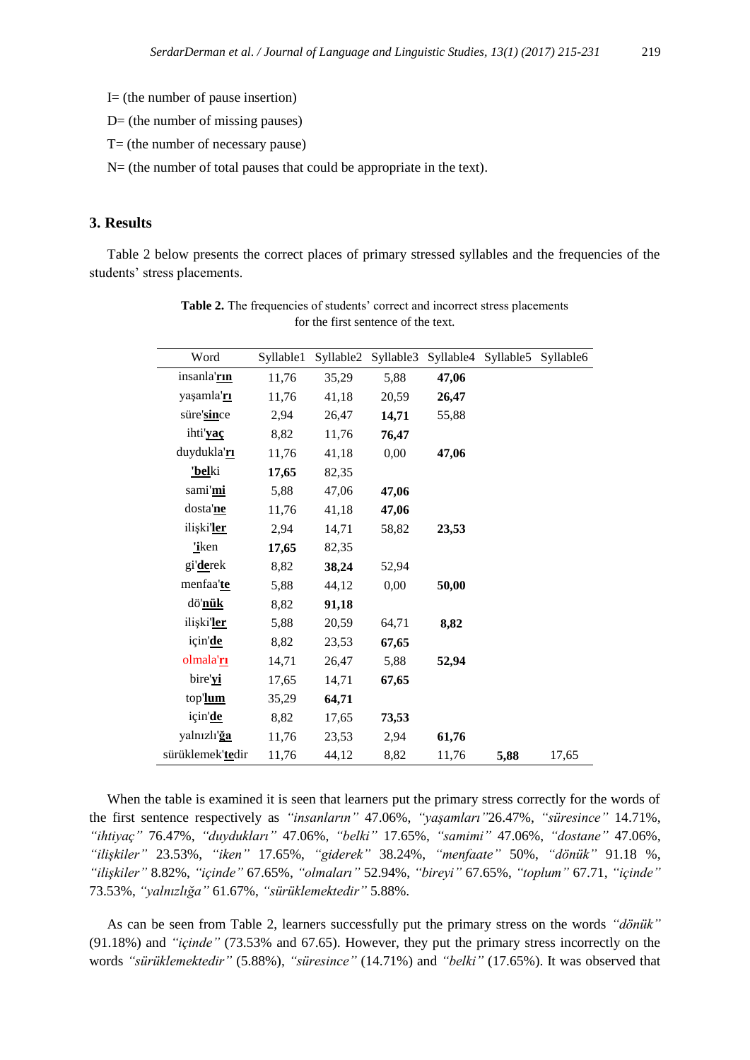I= (the number of pause insertion)

D= (the number of missing pauses)

T= (the number of necessary pause)

N= (the number of total pauses that could be appropriate in the text).

## 3. Results

Table 2 below presents the correct places of primary stressed syllables and the frequencies of the students' stress placements.

**Table 2.** The frequencies of students' correct and incorrect stress placements for the first sentence of the text.

| Word | Syllable1 | Syllable2 | Syllable3 | Syllable4 | Syllable5 | Syllable6 |
|---|---|---|---|---|---|---|
| insanla'**rın** | 11,76 | 35,29 | 5,88 | **47,06** | | |
| yaşamla'**rı** | 11,76 | 41,18 | 20,59 | **26,47** | | |
| süre'**sin**ce | 2,94 | 26,47 | **14,71** | 55,88 | | |
| ihti'**yaç** | 8,82 | 11,76 | **76,47** | | | |
| duydukla'**rı** | 11,76 | 41,18 | 0,00 | **47,06** | | |
| **'bel**ki | **17,65** | 82,35 | | | | |
| sami'**mi** | 5,88 | 47,06 | **47,06** | | | |
| dosta'**ne** | 11,76 | 41,18 | **47,06** | | | |
| ilişki'**ler** | 2,94 | 14,71 | 58,82 | **23,53** | | |
| **'i**ken | **17,65** | 82,35 | | | | |
| gi'**de**rek | 8,82 | **38,24** | 52,94 | | | |
| menfaa'**te** | 5,88 | 44,12 | 0,00 | **50,00** | | |
| dö'**nük** | 8,82 | **91,18** | | | | |
| ilişki'**ler** | 5,88 | 20,59 | 64,71 | **8,82** | | |
| için'**de** | 8,82 | 23,53 | **67,65** | | | |
| olmala'**rı** | 14,71 | 26,47 | 5,88 | **52,94** | | |
| bire'**yi** | 17,65 | 14,71 | **67,65** | | | |
| top'**lum** | 35,29 | **64,71** | | | | |
| için'**de** | 8,82 | 17,65 | **73,53** | | | |
| yalnızlı'**ğa** | 11,76 | 23,53 | 2,94 | **61,76** | | |
| sürüklemek'**te**dir | 11,76 | 44,12 | 8,82 | 11,76 | **5,88** | 17,65 |

When the table is examined it is seen that learners put the primary stress correctly for the words of the first sentence respectively as *"insanların"* 47.06%, *"yaşamları"*26.47%, *"süresince"* 14.71%, *"ihtiyaç"* 76.47%, *"duydukları"* 47.06%, *"belki"* 17.65%, *"samimi"* 47.06%, *"dostane"* 47.06%, *"ilişkiler"* 23.53%, *"iken"* 17.65%, *"giderek"* 38.24%, *"menfaate"* 50%, *"dönük"* 91.18 %, *"ilişkiler"* 8.82%, *"içinde"* 67.65%, *"olmaları"* 52.94%, *"bireyi"* 67.65%, *"toplum"* 67.71, *"içinde"* 73.53%, *"yalnızlığa"* 61.67%, *"sürüklemektedir"* 5.88%.

As can be seen from Table 2, learners successfully put the primary stress on the words *"dönük"* (91.18%) and *"içinde"* (73.53% and 67.65). However, they put the primary stress incorrectly on the words *"sürüklemektedir"* (5.88%), *"süresince"* (14.71%) and *"belki"* (17.65%). It was observed that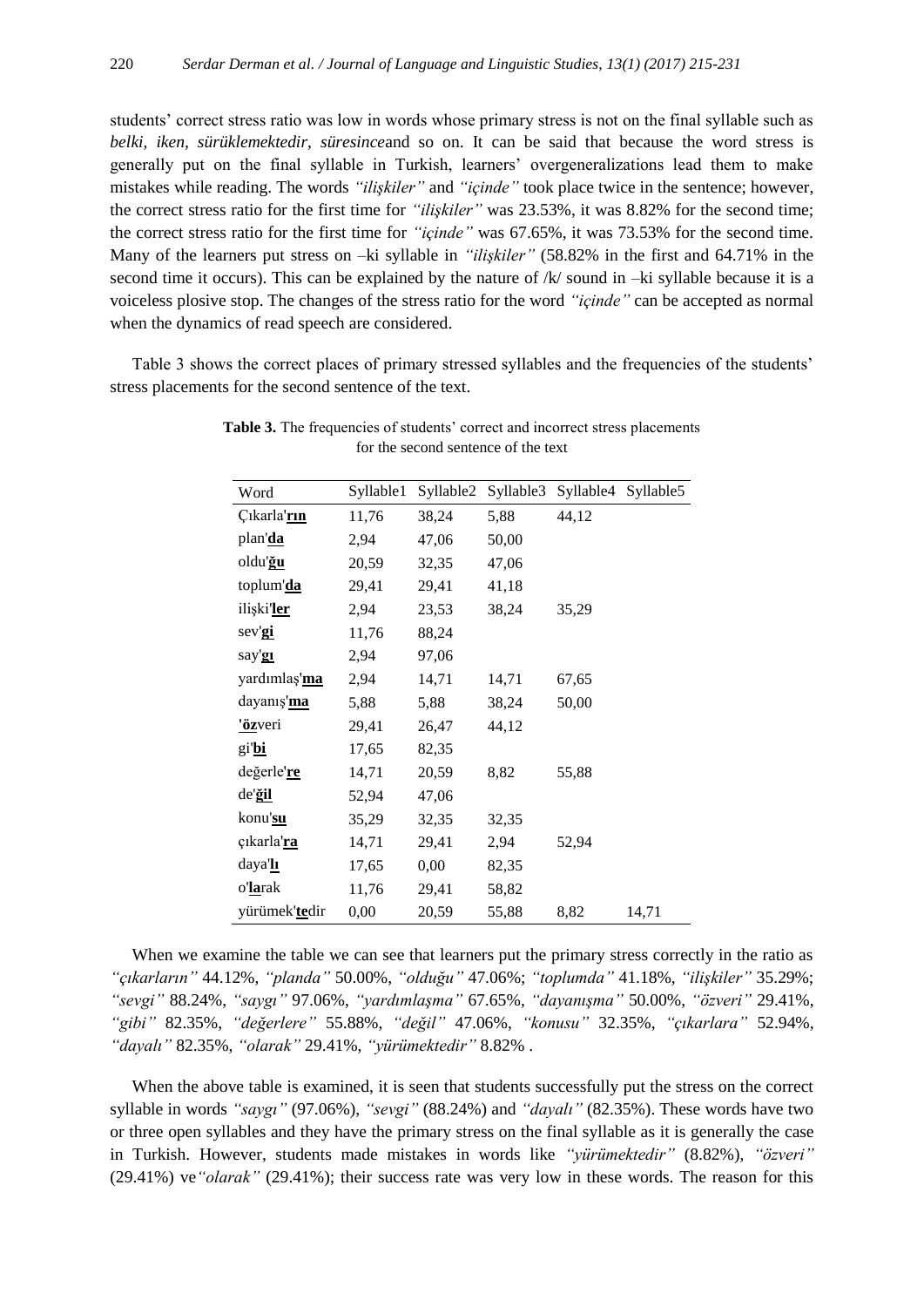students' correct stress ratio was low in words whose primary stress is not on the final syllable such as *belki, iken, sürüklemektedir, süresince*and so on. It can be said that because the word stress is generally put on the final syllable in Turkish, learners' overgeneralizations lead them to make mistakes while reading. The words *"ilişkiler"* and *"içinde"* took place twice in the sentence; however, the correct stress ratio for the first time for *"ilişkiler"* was 23.53%, it was 8.82% for the second time; the correct stress ratio for the first time for *"içinde"* was 67.65%, it was 73.53% for the second time. Many of the learners put stress on –ki syllable in *"ilişkiler"* (58.82% in the first and 64.71% in the second time it occurs). This can be explained by the nature of /k/ sound in –ki syllable because it is a voiceless plosive stop. The changes of the stress ratio for the word *"içinde"* can be accepted as normal when the dynamics of read speech are considered.

Table 3 shows the correct places of primary stressed syllables and the frequencies of the students' stress placements for the second sentence of the text.

**Table 3.** The frequencies of students' correct and incorrect stress placements for the second sentence of the text

| Word | Syllable1 | Syllable2 | Syllable3 | Syllable4 | Syllable5 |
|---|---|---|---|---|---|
| Çıkarla'**rın** | 11,76 | 38,24 | 5,88 | 44,12 | |
| plan'**da** | 2,94 | 47,06 | 50,00 | | |
| oldu'**ğu** | 20,59 | 32,35 | 47,06 | | |
| toplum'**da** | 29,41 | 29,41 | 41,18 | | |
| ilişki'**ler** | 2,94 | 23,53 | 38,24 | 35,29 | |
| sev'**gi** | 11,76 | 88,24 | | | |
| say'**gı** | 2,94 | 97,06 | | | |
| yardımlaş'**ma** | 2,94 | 14,71 | 14,71 | 67,65 | |
| dayanış'**ma** | 5,88 | 5,88 | 38,24 | 50,00 | |
| '**öz**veri | 29,41 | 26,47 | 44,12 | | |
| gi'**bi** | 17,65 | 82,35 | | | |
| değerle'**re** | 14,71 | 20,59 | 8,82 | 55,88 | |
| de'**ğil** | 52,94 | 47,06 | | | |
| konu'**su** | 35,29 | 32,35 | 32,35 | | |
| çıkarla'**ra** | 14,71 | 29,41 | 2,94 | 52,94 | |
| daya'**lı** | 17,65 | 0,00 | 82,35 | | |
| o'**la**rak | 11,76 | 29,41 | 58,82 | | |
| yürümek'**te**dir | 0,00 | 20,59 | 55,88 | 8,82 | 14,71 |

When we examine the table we can see that learners put the primary stress correctly in the ratio as *"çıkarların"* 44.12%, *"planda"* 50.00%, *"olduğu"* 47.06%; *"toplumda"* 41.18%, *"ilişkiler"* 35.29%; *"sevgi"* 88.24%, *"saygı"* 97.06%, *"yardımlaşma"* 67.65%, *"dayanışma"* 50.00%, *"özveri"* 29.41%, *"gibi"* 82.35%, *"değerlere"* 55.88%, *"değil"* 47.06%, *"konusu"* 32.35%, *"çıkarlara"* 52.94%, *"dayalı"* 82.35%, *"olarak"* 29.41%, *"yürümektedir"* 8.82% .

When the above table is examined, it is seen that students successfully put the stress on the correct syllable in words *"saygı"* (97.06%), *"sevgi"* (88.24%) and *"dayalı"* (82.35%). These words have two or three open syllables and they have the primary stress on the final syllable as it is generally the case in Turkish. However, students made mistakes in words like *"yürümektedir"* (8.82%), *"özveri"* (29.41%) ve*"olarak"* (29.41%); their success rate was very low in these words. The reason for this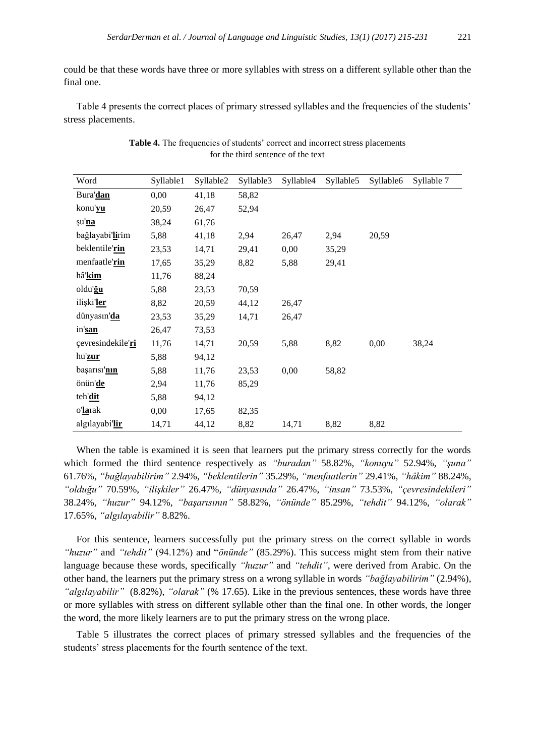could be that these words have three or more syllables with stress on a different syllable other than the final one.

Table 4 presents the correct places of primary stressed syllables and the frequencies of the students' stress placements.

**Table 4.** The frequencies of students' correct and incorrect stress placements for the third sentence of the text

| Word | Syllable1 | Syllable2 | Syllable3 | Syllable4 | Syllable5 | Syllable6 | Syllable 7 |
|---|---|---|---|---|---|---|---|
| Bura'**dan** | 0,00 | 41,18 | 58,82 | | | | |
| konu'**yu** | 20,59 | 26,47 | 52,94 | | | | |
| şu'**na** | 38,24 | 61,76 | | | | | |
| bağlayabi'**li**rim | 5,88 | 41,18 | 2,94 | 26,47 | 2,94 | 20,59 | |
| beklentile'**rin** | 23,53 | 14,71 | 29,41 | 0,00 | 35,29 | | |
| menfaatle'**rin** | 17,65 | 35,29 | 8,82 | 5,88 | 29,41 | | |
| hâ'**kim** | 11,76 | 88,24 | | | | | |
| oldu'**ğu** | 5,88 | 23,53 | 70,59 | | | | |
| ilişki'**ler** | 8,82 | 20,59 | 44,12 | 26,47 | | | |
| dünyasın'**da** | 23,53 | 35,29 | 14,71 | 26,47 | | | |
| in'**san** | 26,47 | 73,53 | | | | | |
| çevresindekile'**ri** | 11,76 | 14,71 | 20,59 | 5,88 | 8,82 | 0,00 | 38,24 |
| hu'**zur** | 5,88 | 94,12 | | | | | |
| başarısı'**nın** | 5,88 | 11,76 | 23,53 | 0,00 | 58,82 | | |
| önün'**de** | 2,94 | 11,76 | 85,29 | | | | |
| teh'**dit** | 5,88 | 94,12 | | | | | |
| o'**la**rak | 0,00 | 17,65 | 82,35 | | | | |
| algılayabi'**lir** | 14,71 | 44,12 | 8,82 | 14,71 | 8,82 | 8,82 | |

When the table is examined it is seen that learners put the primary stress correctly for the words which formed the third sentence respectively as *"buradan"* 58.82%, *"konuyu"* 52.94%, *"şuna"* 61.76%, *"bağlayabilirim"* 2.94%, *"beklentilerin"* 35.29%, *"menfaatlerin"* 29.41%, *"hâkim"* 88.24%, *"olduğu"* 70.59%, *"ilişkiler"* 26.47%, *"dünyasında"* 26.47%, *"insan"* 73.53%, *"çevresindekileri"* 38.24%, *"huzur"* 94.12%, *"başarısının"* 58.82%, *"önünde"* 85.29%, *"tehdit"* 94.12%, *"olarak"* 17.65%, *"algılayabilir"* 8.82%.

For this sentence, learners successfully put the primary stress on the correct syllable in words *"huzur"* and *"tehdit"* (94.12%) and "*önünde"* (85.29%). This success might stem from their native language because these words, specifically *"huzur"* and *"tehdit"*, were derived from Arabic. On the other hand, the learners put the primary stress on a wrong syllable in words *"bağlayabilirim"* (2.94%), *"algılayabilir"* (8.82%), *"olarak"* (% 17.65). Like in the previous sentences, these words have three or more syllables with stress on different syllable other than the final one. In other words, the longer the word, the more likely learners are to put the primary stress on the wrong place.

Table 5 illustrates the correct places of primary stressed syllables and the frequencies of the students' stress placements for the fourth sentence of the text.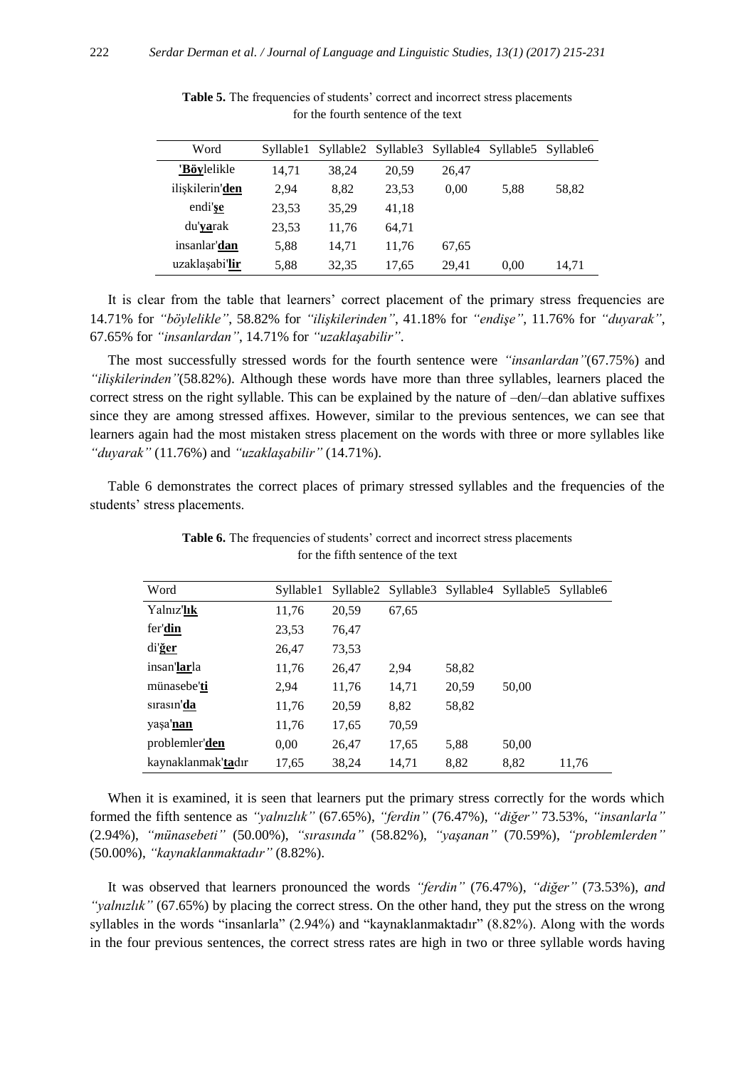**Table 5.** The frequencies of students' correct and incorrect stress placements for the fourth sentence of the text

| Word | Syllable1 | Syllable2 | Syllable3 | Syllable4 | Syllable5 | Syllable6 |
|---|---|---|---|---|---|---|
| '**Böy**lelikle | 14,71 | 38,24 | 20,59 | 26,47 | | |
| ilişkilerin'**den** | 2,94 | 8,82 | 23,53 | 0,00 | 5,88 | 58,82 |
| endi'**şe** | 23,53 | 35,29 | 41,18 | | | |
| du'**ya**rak | 23,53 | 11,76 | 64,71 | | | |
| insanlar'**dan** | 5,88 | 14,71 | 11,76 | 67,65 | | |
| uzaklaşabi'**lir** | 5,88 | 32,35 | 17,65 | 29,41 | 0,00 | 14,71 |

It is clear from the table that learners' correct placement of the primary stress frequencies are 14.71% for *"böylelikle"*, 58.82% for *"ilişkilerinden"*, 41.18% for *"endişe"*, 11.76% for *"duyarak"*, 67.65% for *"insanlardan"*, 14.71% for *"uzaklaşabilir"*.

The most successfully stressed words for the fourth sentence were *"insanlardan"*(67.75%) and *"ilişkilerinden"*(58.82%). Although these words have more than three syllables, learners placed the correct stress on the right syllable. This can be explained by the nature of –den/–dan ablative suffixes since they are among stressed affixes. However, similar to the previous sentences, we can see that learners again had the most mistaken stress placement on the words with three or more syllables like *"duyarak"* (11.76%) and *"uzaklaşabilir"* (14.71%).

Table 6 demonstrates the correct places of primary stressed syllables and the frequencies of the students' stress placements.

**Table 6.** The frequencies of students' correct and incorrect stress placements for the fifth sentence of the text

| Word | Syllable1 | Syllable2 | Syllable3 | Syllable4 | Syllable5 | Syllable6 |
|---|---|---|---|---|---|---|
| Yalnız'**lık** | 11,76 | 20,59 | 67,65 | | | |
| fer'**din** | 23,53 | 76,47 | | | | |
| di'**ğer** | 26,47 | 73,53 | | | | |
| insan'**lar**la | 11,76 | 26,47 | 2,94 | 58,82 | | |
| münasebe'**ti** | 2,94 | 11,76 | 14,71 | 20,59 | 50,00 | |
| sırasın'**da** | 11,76 | 20,59 | 8,82 | 58,82 | | |
| yaşa'**nan** | 11,76 | 17,65 | 70,59 | | | |
| problemler'**den** | 0,00 | 26,47 | 17,65 | 5,88 | 50,00 | |
| kaynaklanmak'**ta**dır | 17,65 | 38,24 | 14,71 | 8,82 | 8,82 | 11,76 |

When it is examined, it is seen that learners put the primary stress correctly for the words which formed the fifth sentence as *"yalnızlık"* (67.65%), *"ferdin"* (76.47%), *"diğer"* 73.53%, *"insanlarla"* (2.94%), *"münasebeti"* (50.00%), *"sırasında"* (58.82%), *"yaşanan"* (70.59%), *"problemlerden"* (50.00%), *"kaynaklanmaktadır"* (8.82%).

It was observed that learners pronounced the words *"ferdin"* (76.47%), *"diğer"* (73.53%), *and "yalnızlık"* (67.65%) by placing the correct stress. On the other hand, they put the stress on the wrong syllables in the words "insanlarla" (2.94%) and "kaynaklanmaktadır" (8.82%). Along with the words in the four previous sentences, the correct stress rates are high in two or three syllable words having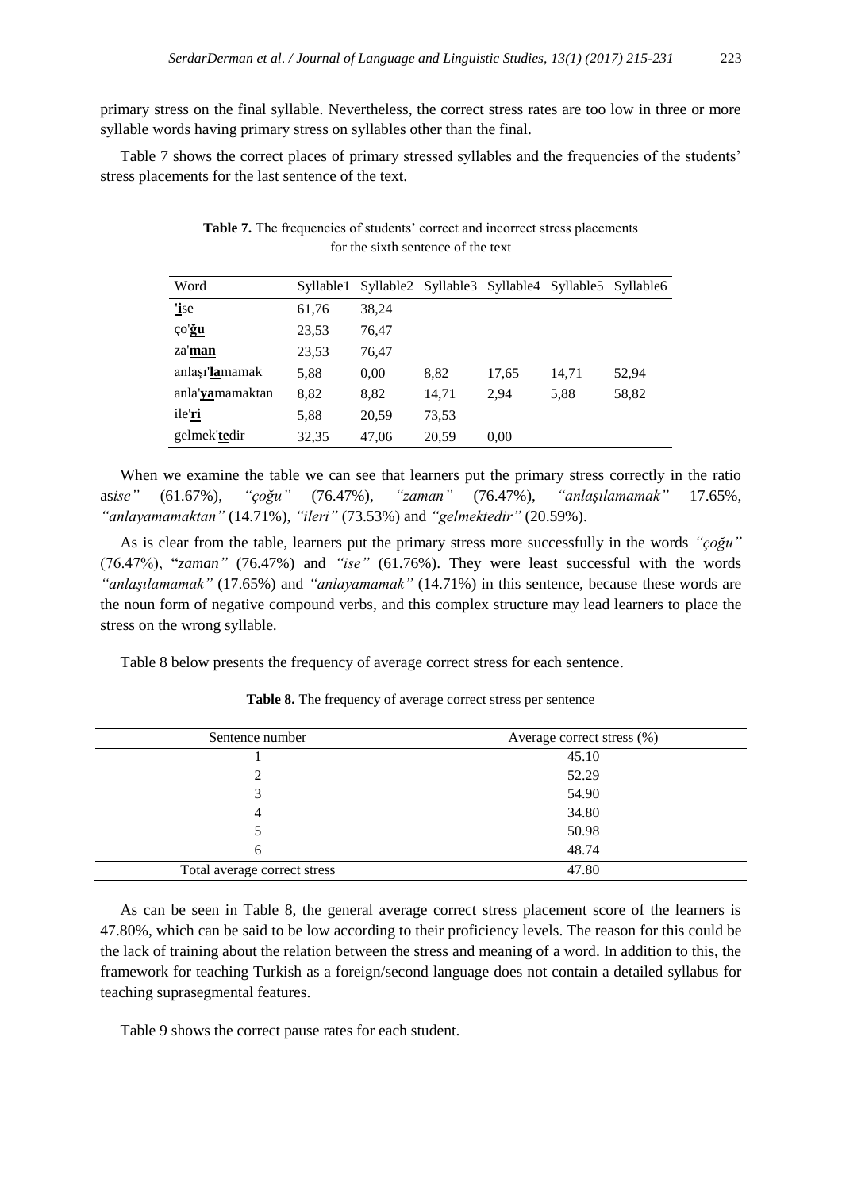primary stress on the final syllable. Nevertheless, the correct stress rates are too low in three or more syllable words having primary stress on syllables other than the final.

Table 7 shows the correct places of primary stressed syllables and the frequencies of the students' stress placements for the last sentence of the text.

**Table 7.** The frequencies of students' correct and incorrect stress placements for the sixth sentence of the text

| Word | Syllable1 | Syllable2 | Syllable3 | Syllable4 | Syllable5 | Syllable6 |
|---|---|---|---|---|---|---|
| **'i**se | 61,76 | 38,24 | | | | |
| ço'**ğu** | 23,53 | 76,47 | | | | |
| za'**man** | 23,53 | 76,47 | | | | |
| anlaşı'**la**mamak | 5,88 | 0,00 | 8,82 | 17,65 | 14,71 | 52,94 |
| anla'**ya**mamaktan | 8,82 | 8,82 | 14,71 | 2,94 | 5,88 | 58,82 |
| ile'**ri** | 5,88 | 20,59 | 73,53 | | | |
| gelmek'**te**dir | 32,35 | 47,06 | 20,59 | 0,00 | | |

When we examine the table we can see that learners put the primary stress correctly in the ratio as*ise"* (61.67%), *"çoğu"* (76.47%), *"zaman"* (76.47%), *"anlaşılamamak"* 17.65%, *"anlayamamaktan"* (14.71%), *"ileri"* (73.53%) and *"gelmektedir"* (20.59%).

As is clear from the table, learners put the primary stress more successfully in the words *"çoğu"* (76.47%), "*zaman"* (76.47%) and *"ise"* (61.76%). They were least successful with the words *"anlaşılamamak"* (17.65%) and *"anlayamamak"* (14.71%) in this sentence, because these words are the noun form of negative compound verbs, and this complex structure may lead learners to place the stress on the wrong syllable.

Table 8 below presents the frequency of average correct stress for each sentence.

**Table 8.** The frequency of average correct stress per sentence

| Sentence number | Average correct stress (%) |
|---|---|
| 1 | 45.10 |
| 2 | 52.29 |
| 3 | 54.90 |
| 4 | 34.80 |
| 5 | 50.98 |
| 6 | 48.74 |
| Total average correct stress | 47.80 |

As can be seen in Table 8, the general average correct stress placement score of the learners is 47.80%, which can be said to be low according to their proficiency levels. The reason for this could be the lack of training about the relation between the stress and meaning of a word. In addition to this, the framework for teaching Turkish as a foreign/second language does not contain a detailed syllabus for teaching suprasegmental features.

Table 9 shows the correct pause rates for each student.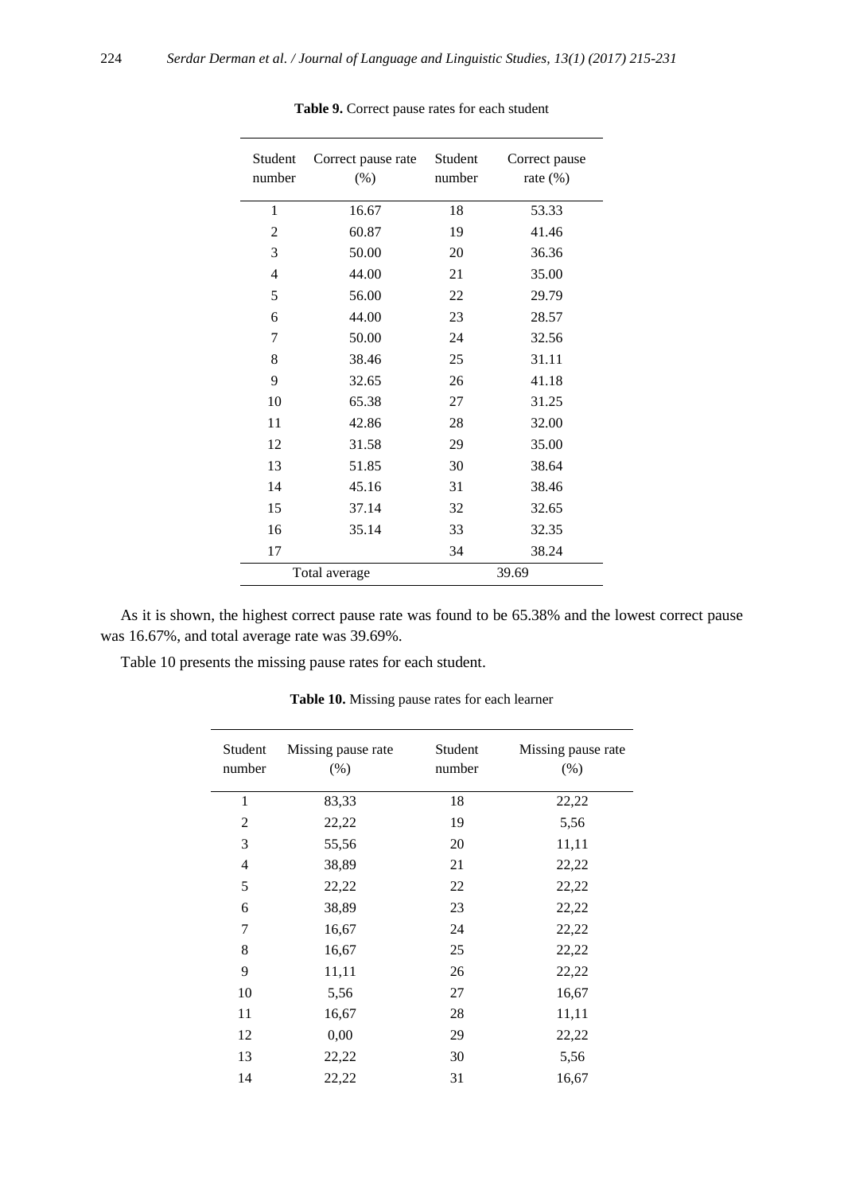**Table 9.** Correct pause rates for each student

| Student number | Correct pause rate (%) | Student number | Correct pause rate (%) |
|---|---|---|---|
| 1 | 16.67 | 18 | 53.33 |
| 2 | 60.87 | 19 | 41.46 |
| 3 | 50.00 | 20 | 36.36 |
| 4 | 44.00 | 21 | 35.00 |
| 5 | 56.00 | 22 | 29.79 |
| 6 | 44.00 | 23 | 28.57 |
| 7 | 50.00 | 24 | 32.56 |
| 8 | 38.46 | 25 | 31.11 |
| 9 | 32.65 | 26 | 41.18 |
| 10 | 65.38 | 27 | 31.25 |
| 11 | 42.86 | 28 | 32.00 |
| 12 | 31.58 | 29 | 35.00 |
| 13 | 51.85 | 30 | 38.64 |
| 14 | 45.16 | 31 | 38.46 |
| 15 | 37.14 | 32 | 32.65 |
| 16 | 35.14 | 33 | 32.35 |
| 17 | | 34 | 38.24 |
| Total average | | 39.69 | |

As it is shown, the highest correct pause rate was found to be 65.38% and the lowest correct pause was 16.67%, and total average rate was 39.69%.

Table 10 presents the missing pause rates for each student.

**Table 10.** Missing pause rates for each learner

| Student number | Missing pause rate (%) | Student number | Missing pause rate (%) |
|---|---|---|---|
| 1 | 83,33 | 18 | 22,22 |
| 2 | 22,22 | 19 | 5,56 |
| 3 | 55,56 | 20 | 11,11 |
| 4 | 38,89 | 21 | 22,22 |
| 5 | 22,22 | 22 | 22,22 |
| 6 | 38,89 | 23 | 22,22 |
| 7 | 16,67 | 24 | 22,22 |
| 8 | 16,67 | 25 | 22,22 |
| 9 | 11,11 | 26 | 22,22 |
| 10 | 5,56 | 27 | 16,67 |
| 11 | 16,67 | 28 | 11,11 |
| 12 | 0,00 | 29 | 22,22 |
| 13 | 22,22 | 30 | 5,56 |
| 14 | 22,22 | 31 | 16,67 |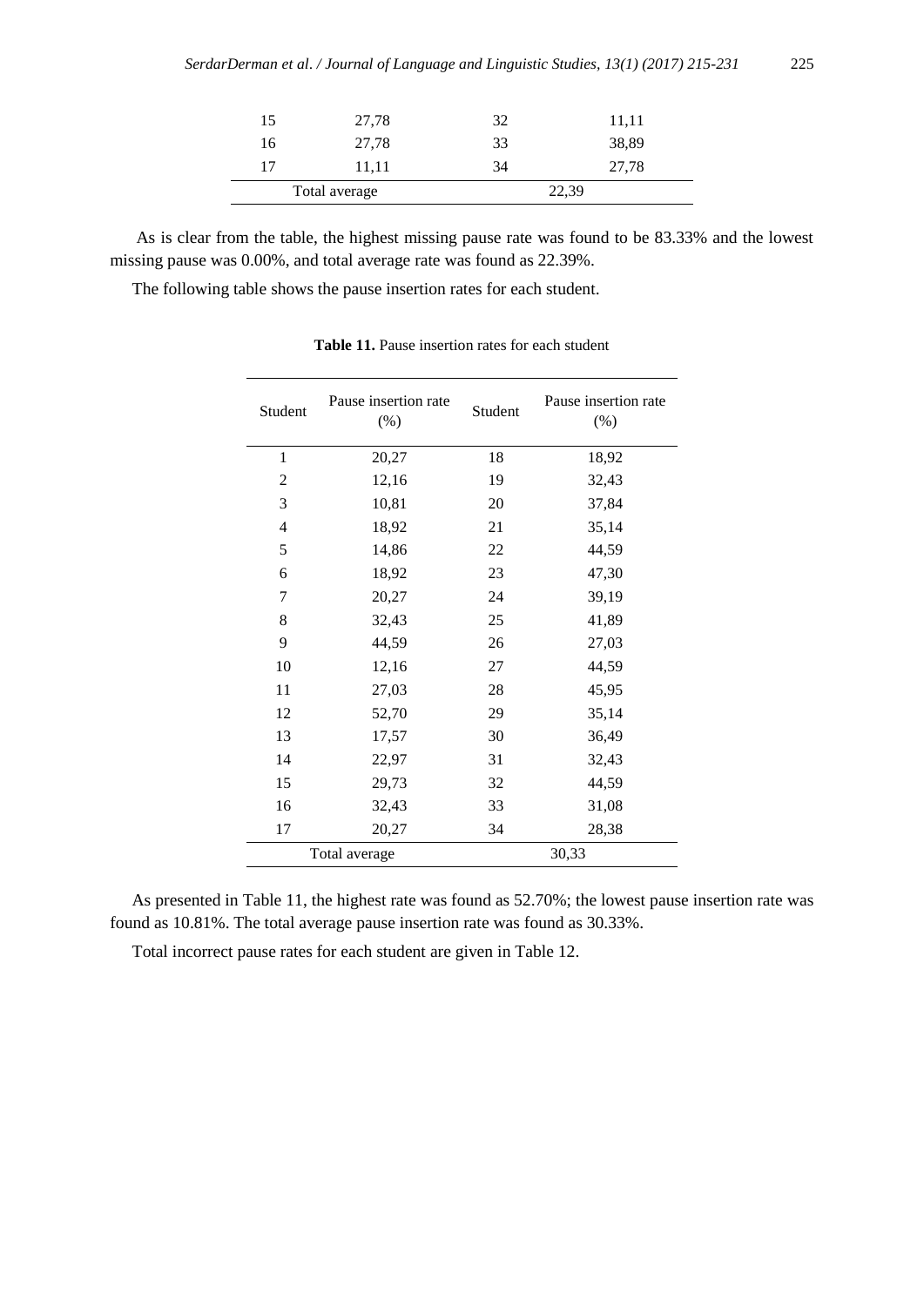| | | | |
|---|---|---|---|
| 15 | 27,78 | 32 | 11,11 |
| 16 | 27,78 | 33 | 38,89 |
| 17 | 11,11 | 34 | 27,78 |
| Total average | | 22,39 | |

As is clear from the table, the highest missing pause rate was found to be 83.33% and the lowest missing pause was 0.00%, and total average rate was found as 22.39%.

The following table shows the pause insertion rates for each student.

**Table 11.** Pause insertion rates for each student

| Student | Pause insertion rate (%) | Student | Pause insertion rate (%) |
|---|---|---|---|
| 1 | 20,27 | 18 | 18,92 |
| 2 | 12,16 | 19 | 32,43 |
| 3 | 10,81 | 20 | 37,84 |
| 4 | 18,92 | 21 | 35,14 |
| 5 | 14,86 | 22 | 44,59 |
| 6 | 18,92 | 23 | 47,30 |
| 7 | 20,27 | 24 | 39,19 |
| 8 | 32,43 | 25 | 41,89 |
| 9 | 44,59 | 26 | 27,03 |
| 10 | 12,16 | 27 | 44,59 |
| 11 | 27,03 | 28 | 45,95 |
| 12 | 52,70 | 29 | 35,14 |
| 13 | 17,57 | 30 | 36,49 |
| 14 | 22,97 | 31 | 32,43 |
| 15 | 29,73 | 32 | 44,59 |
| 16 | 32,43 | 33 | 31,08 |
| 17 | 20,27 | 34 | 28,38 |
| Total average | | 30,33 | |

As presented in Table 11, the highest rate was found as 52.70%; the lowest pause insertion rate was found as 10.81%. The total average pause insertion rate was found as 30.33%.

Total incorrect pause rates for each student are given in Table 12.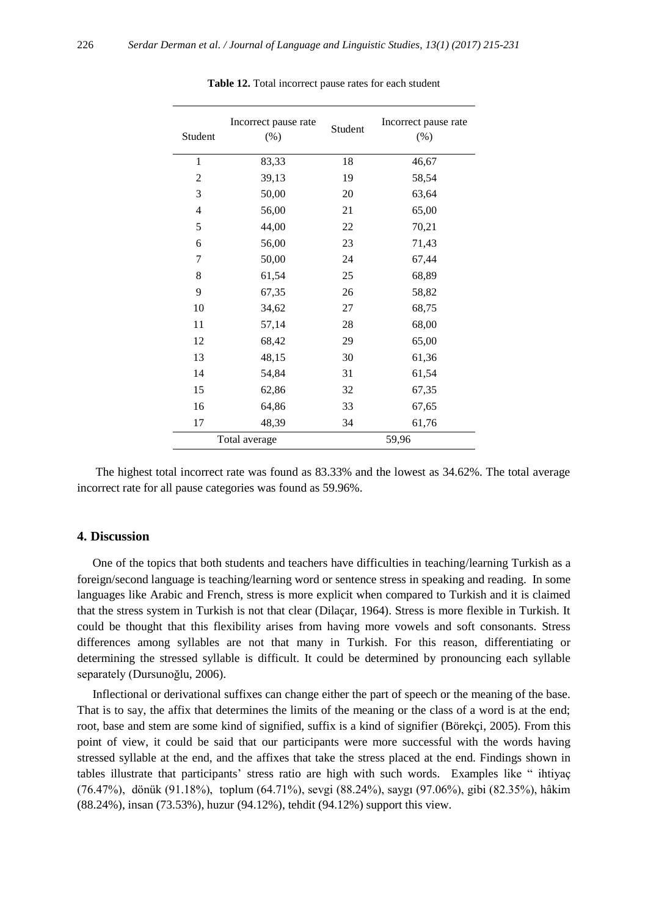**Table 12.** Total incorrect pause rates for each student

| Student | Incorrect pause rate (%) | Student | Incorrect pause rate (%) |
|---|---|---|---|
| 1 | 83,33 | 18 | 46,67 |
| 2 | 39,13 | 19 | 58,54 |
| 3 | 50,00 | 20 | 63,64 |
| 4 | 56,00 | 21 | 65,00 |
| 5 | 44,00 | 22 | 70,21 |
| 6 | 56,00 | 23 | 71,43 |
| 7 | 50,00 | 24 | 67,44 |
| 8 | 61,54 | 25 | 68,89 |
| 9 | 67,35 | 26 | 58,82 |
| 10 | 34,62 | 27 | 68,75 |
| 11 | 57,14 | 28 | 68,00 |
| 12 | 68,42 | 29 | 65,00 |
| 13 | 48,15 | 30 | 61,36 |
| 14 | 54,84 | 31 | 61,54 |
| 15 | 62,86 | 32 | 67,35 |
| 16 | 64,86 | 33 | 67,65 |
| 17 | 48,39 | 34 | 61,76 |
| Total average | | 59,96 | |

The highest total incorrect rate was found as 83.33% and the lowest as 34.62%. The total average incorrect rate for all pause categories was found as 59.96%.

## 4. Discussion

One of the topics that both students and teachers have difficulties in teaching/learning Turkish as a foreign/second language is teaching/learning word or sentence stress in speaking and reading. In some languages like Arabic and French, stress is more explicit when compared to Turkish and it is claimed that the stress system in Turkish is not that clear (Dilaçar, 1964). Stress is more flexible in Turkish. It could be thought that this flexibility arises from having more vowels and soft consonants. Stress differences among syllables are not that many in Turkish. For this reason, differentiating or determining the stressed syllable is difficult. It could be determined by pronouncing each syllable separately (Dursunoğlu, 2006).

Inflectional or derivational suffixes can change either the part of speech or the meaning of the base. That is to say, the affix that determines the limits of the meaning or the class of a word is at the end; root, base and stem are some kind of signified, suffix is a kind of signifier (Börekçi, 2005). From this point of view, it could be said that our participants were more successful with the words having stressed syllable at the end, and the affixes that take the stress placed at the end. Findings shown in tables illustrate that participants' stress ratio are high with such words. Examples like " ihtiyaç (76.47%), dönük (91.18%), toplum (64.71%), sevgi (88.24%), saygı (97.06%), gibi (82.35%), hâkim (88.24%), insan (73.53%), huzur (94.12%), tehdit (94.12%) support this view.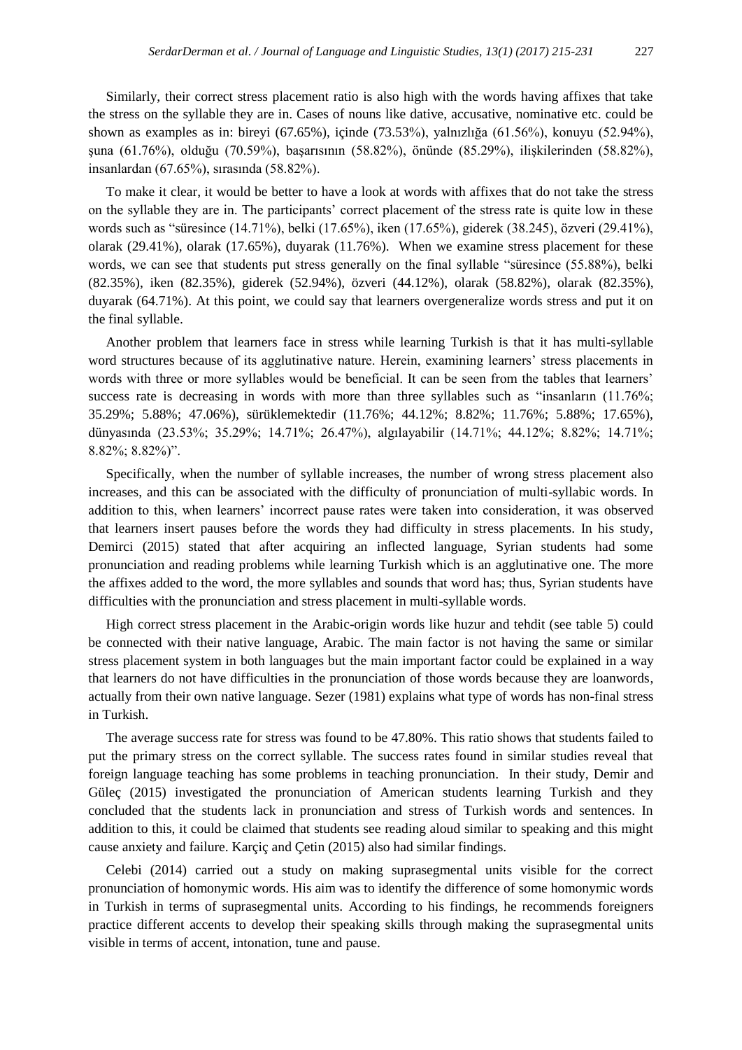Similarly, their correct stress placement ratio is also high with the words having affixes that take the stress on the syllable they are in. Cases of nouns like dative, accusative, nominative etc. could be shown as examples as in: bireyi (67.65%), içinde (73.53%), yalnızlığa (61.56%), konuyu (52.94%), şuna (61.76%), olduğu (70.59%), başarısının (58.82%), önünde (85.29%), ilişkilerinden (58.82%), insanlardan (67.65%), sırasında (58.82%).

To make it clear, it would be better to have a look at words with affixes that do not take the stress on the syllable they are in. The participants' correct placement of the stress rate is quite low in these words such as "süresince (14.71%), belki (17.65%), iken (17.65%), giderek (38.245), özveri (29.41%), olarak (29.41%), olarak (17.65%), duyarak (11.76%). When we examine stress placement for these words, we can see that students put stress generally on the final syllable "süresince (55.88%), belki (82.35%), iken (82.35%), giderek (52.94%), özveri (44.12%), olarak (58.82%), olarak (82.35%), duyarak (64.71%). At this point, we could say that learners overgeneralize words stress and put it on the final syllable.

Another problem that learners face in stress while learning Turkish is that it has multi-syllable word structures because of its agglutinative nature. Herein, examining learners' stress placements in words with three or more syllables would be beneficial. It can be seen from the tables that learners' success rate is decreasing in words with more than three syllables such as "insanların (11.76%; 35.29%; 5.88%; 47.06%), sürüklemektedir (11.76%; 44.12%; 8.82%; 11.76%; 5.88%; 17.65%), dünyasında (23.53%; 35.29%; 14.71%; 26.47%), algılayabilir (14.71%; 44.12%; 8.82%; 14.71%; 8.82%; 8.82%)".

Specifically, when the number of syllable increases, the number of wrong stress placement also increases, and this can be associated with the difficulty of pronunciation of multi-syllabic words. In addition to this, when learners' incorrect pause rates were taken into consideration, it was observed that learners insert pauses before the words they had difficulty in stress placements. In his study, Demirci (2015) stated that after acquiring an inflected language, Syrian students had some pronunciation and reading problems while learning Turkish which is an agglutinative one. The more the affixes added to the word, the more syllables and sounds that word has; thus, Syrian students have difficulties with the pronunciation and stress placement in multi-syllable words.

High correct stress placement in the Arabic-origin words like huzur and tehdit (see table 5) could be connected with their native language, Arabic. The main factor is not having the same or similar stress placement system in both languages but the main important factor could be explained in a way that learners do not have difficulties in the pronunciation of those words because they are loanwords, actually from their own native language. Sezer (1981) explains what type of words has non-final stress in Turkish.

The average success rate for stress was found to be 47.80%. This ratio shows that students failed to put the primary stress on the correct syllable. The success rates found in similar studies reveal that foreign language teaching has some problems in teaching pronunciation. In their study, Demir and Güleç (2015) investigated the pronunciation of American students learning Turkish and they concluded that the students lack in pronunciation and stress of Turkish words and sentences. In addition to this, it could be claimed that students see reading aloud similar to speaking and this might cause anxiety and failure. Karçiç and Çetin (2015) also had similar findings.

Celebi (2014) carried out a study on making suprasegmental units visible for the correct pronunciation of homonymic words. His aim was to identify the difference of some homonymic words in Turkish in terms of suprasegmental units. According to his findings, he recommends foreigners practice different accents to develop their speaking skills through making the suprasegmental units visible in terms of accent, intonation, tune and pause.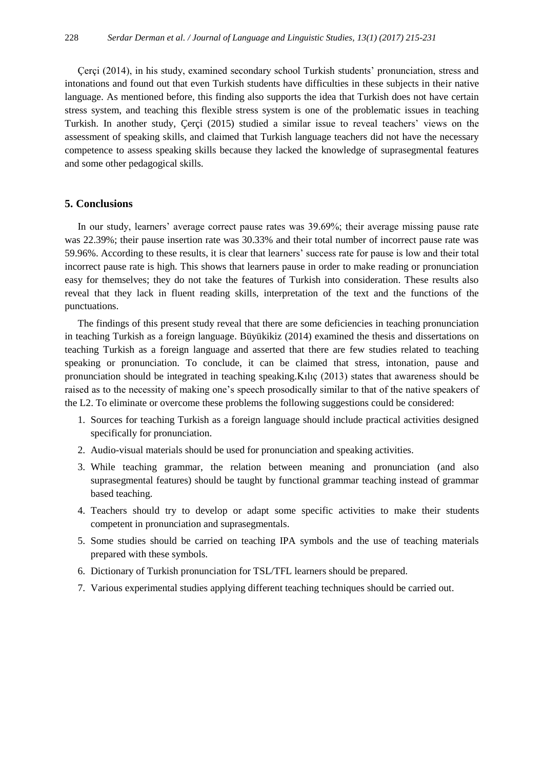Çerçi (2014), in his study, examined secondary school Turkish students' pronunciation, stress and intonations and found out that even Turkish students have difficulties in these subjects in their native language. As mentioned before, this finding also supports the idea that Turkish does not have certain stress system, and teaching this flexible stress system is one of the problematic issues in teaching Turkish. In another study, Çerçi (2015) studied a similar issue to reveal teachers' views on the assessment of speaking skills, and claimed that Turkish language teachers did not have the necessary competence to assess speaking skills because they lacked the knowledge of suprasegmental features and some other pedagogical skills.

## 5. Conclusions

In our study, learners' average correct pause rates was 39.69%; their average missing pause rate was 22.39%; their pause insertion rate was 30.33% and their total number of incorrect pause rate was 59.96%. According to these results, it is clear that learners' success rate for pause is low and their total incorrect pause rate is high. This shows that learners pause in order to make reading or pronunciation easy for themselves; they do not take the features of Turkish into consideration. These results also reveal that they lack in fluent reading skills, interpretation of the text and the functions of the punctuations.

The findings of this present study reveal that there are some deficiencies in teaching pronunciation in teaching Turkish as a foreign language. Büyükikiz (2014) examined the thesis and dissertations on teaching Turkish as a foreign language and asserted that there are few studies related to teaching speaking or pronunciation. To conclude, it can be claimed that stress, intonation, pause and pronunciation should be integrated in teaching speaking.Kılıç (2013) states that awareness should be raised as to the necessity of making one's speech prosodically similar to that of the native speakers of the L2. To eliminate or overcome these problems the following suggestions could be considered:

1. Sources for teaching Turkish as a foreign language should include practical activities designed specifically for pronunciation.
2. Audio-visual materials should be used for pronunciation and speaking activities.
3. While teaching grammar, the relation between meaning and pronunciation (and also suprasegmental features) should be taught by functional grammar teaching instead of grammar based teaching.
4. Teachers should try to develop or adapt some specific activities to make their students competent in pronunciation and suprasegmentals.
5. Some studies should be carried on teaching IPA symbols and the use of teaching materials prepared with these symbols.
6. Dictionary of Turkish pronunciation for TSL/TFL learners should be prepared.
7. Various experimental studies applying different teaching techniques should be carried out.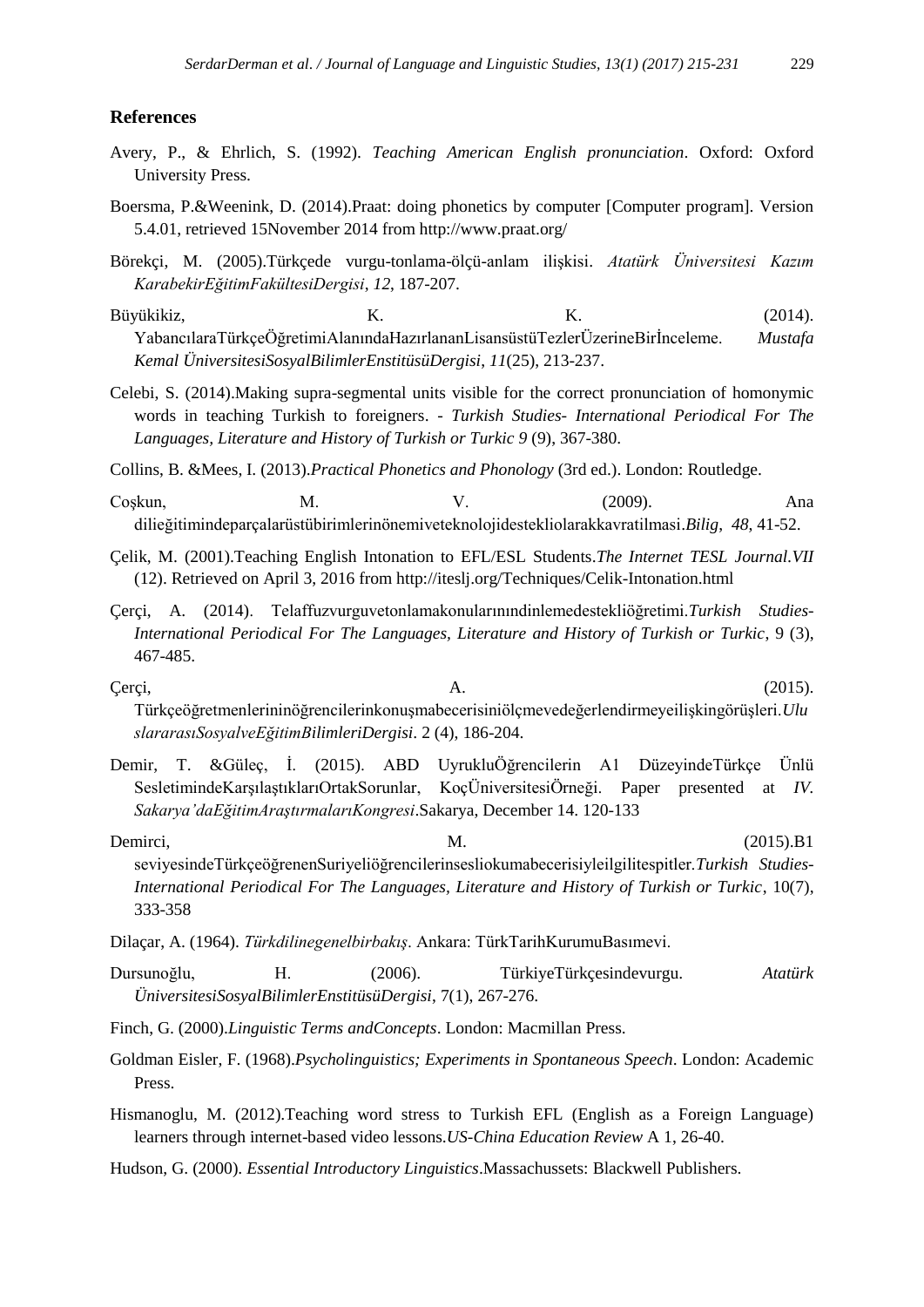## References

Avery, P., & Ehrlich, S. (1992). *Teaching American English pronunciation*. Oxford: Oxford University Press.

Boersma, P.&Weenink, D. (2014).Praat: doing phonetics by computer [Computer program]. Version 5.4.01, retrieved 15November 2014 from http://www.praat.org/

Börekçi, M. (2005).Türkçede vurgu-tonlama-ölçü-anlam ilişkisi. *Atatürk Üniversitesi Kazım KarabekirEğitimFakültesiDergisi*, *12*, 187-207.

Büyükikiz, K. K. (2014). YabancılaraTürkçeÖğretimiAlanındaHazırlananLisansüstüTezlerÜzerineBirİnceleme. *Mustafa Kemal ÜniversitesiSosyalBilimlerEnstitüsüDergisi*, *11*(25), 213-237.

Celebi, S. (2014).Making supra-segmental units visible for the correct pronunciation of homonymic words in teaching Turkish to foreigners. - *Turkish Studies- International Periodical For The Languages, Literature and History of Turkish or Turkic 9* (9), 367-380.

Collins, B. &Mees, I. (2013).*Practical Phonetics and Phonology* (3rd ed.). London: Routledge.

Coşkun, M. V. (2009). Ana dilieğitimindeparçalarüstübirimlerinönemiveteknolojidestekliolarakkavratilmasi.*Bilig*, *48*, 41-52.

Çelik, M. (2001).Teaching English Intonation to EFL/ESL Students.*The Internet TESL Journal.VII* (12). Retrieved on April 3, 2016 from http://iteslj.org/Techniques/Celik-Intonation.html

Çerçi, A. (2014). Telaffuzvurguvetonlamakonularınındinlemedestekliöğretimi.*Turkish Studies- International Periodical For The Languages, Literature and History of Turkish or Turkic*, 9 (3), 467-485.

Çerçi, A. (2015). Türkçeöğretmenlerininöğrencilerinkonuşmabecerisiniölçmevedeğerlendirmeyeilişkingörüşleri.*UluslararasıSosyalveEğitimBilimleriDergisi*. 2 (4), 186-204.

Demir, T. &Güleç, İ. (2015). ABD UyrukluÖğrencilerin A1 DüzeyindeTürkçe Ünlü SesletimindeKarşılaştıklarıOrtakSorunlar, KoçÜniversitesiÖrneği. Paper presented at *IV. Sakarya'daEğitimAraştırmalarıKongresi*.Sakarya, December 14. 120-133

Demirci, M. (2015).B1 seviyesindeTürkçeöğrenenSuriyeliöğrencilerinsesliokumabecerisiyleilgilitespitler.*Turkish Studies- International Periodical For The Languages, Literature and History of Turkish or Turkic*, 10(7), 333-358

Dilaçar, A. (1964). *Türkdilinegenelbirbakış*. Ankara: TürkTarihKurumuBasımevi.

Dursunoğlu, H. (2006). TürkiyeTürkçesindevurgu. *Atatürk ÜniversitesiSosyalBilimlerEnstitüsüDergisi*, 7(1), 267-276.

Finch, G. (2000).*Linguistic Terms andConcepts*. London: Macmillan Press.

Goldman Eisler, F. (1968).*Psycholinguistics; Experiments in Spontaneous Speech*. London: Academic Press.

Hismanoglu, M. (2012).Teaching word stress to Turkish EFL (English as a Foreign Language) learners through internet-based video lessons.*US-China Education Review* A 1, 26-40.

Hudson, G. (2000). *Essential Introductory Linguistics*.Massachussets: Blackwell Publishers.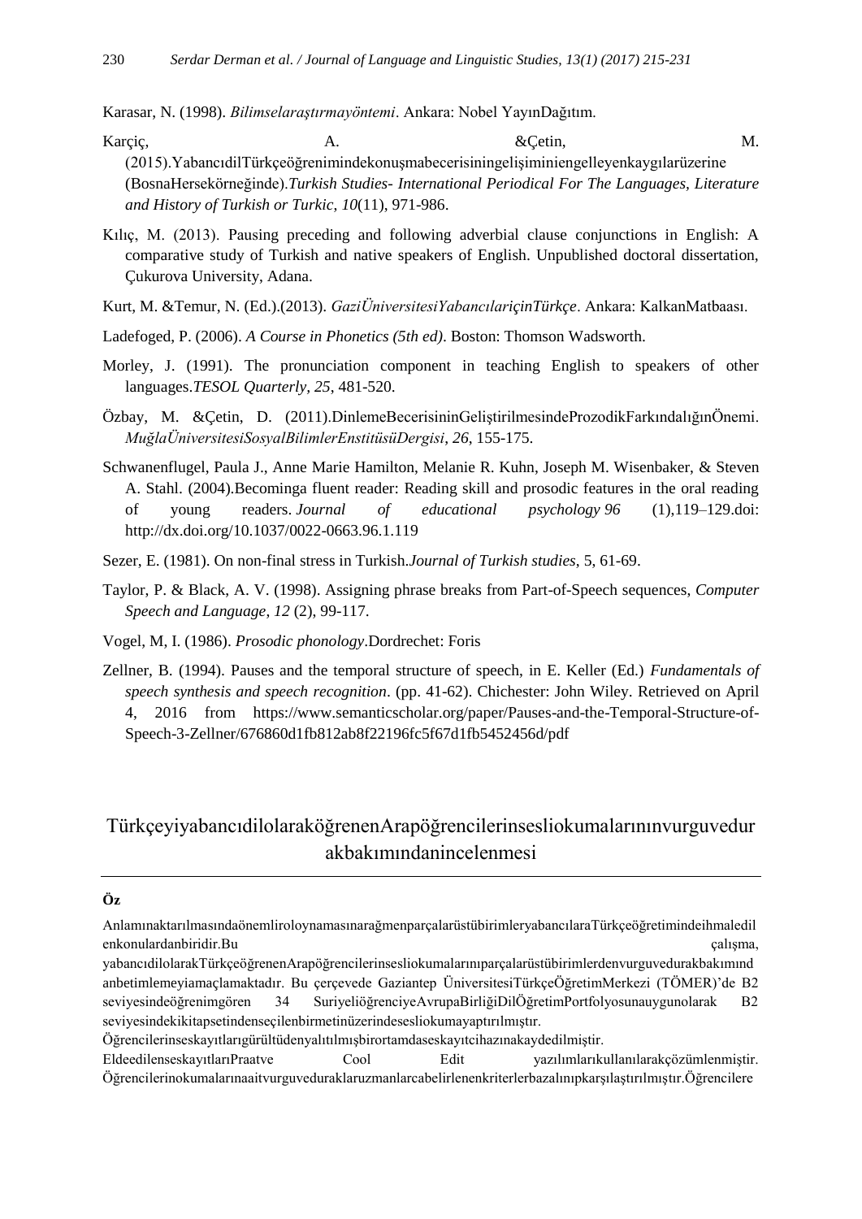Karasar, N. (1998). *Bilimselaraştırmayöntemi*. Ankara: Nobel YayınDağıtım.

Karçiç, A. &Çetin, M. (2015).YabancıdilTürkçeöğrenimindekonuşmabecerisiningelişiminiengelleyenkaygılarüzerine (BosnaHersekörneğinde).*Turkish Studies- International Periodical For The Languages, Literature and History of Turkish or Turkic*, *10*(11), 971-986.

Kılıç, M. (2013). Pausing preceding and following adverbial clause conjunctions in English: A comparative study of Turkish and native speakers of English. Unpublished doctoral dissertation, Çukurova University, Adana.

Kurt, M. &Temur, N. (Ed.).(2013). *GaziÜniversitesiYabancılariçinTürkçe*. Ankara: KalkanMatbaası.

Ladefoged, P. (2006). *A Course in Phonetics (5th ed)*. Boston: Thomson Wadsworth.

Morley, J. (1991). The pronunciation component in teaching English to speakers of other languages.*TESOL Quarterly, 25*, 481-520.

Özbay, M. &Çetin, D. (2011).DinlemeBecerisininGeliştirilmesindeProzodikFarkındalığınÖnemi. *MuğlaÜniversitesiSosyalBilimlerEnstitüsüDergisi*, *26*, 155-175.

Schwanenflugel, Paula J., Anne Marie Hamilton, Melanie R. Kuhn, Joseph M. Wisenbaker, & Steven A. Stahl. (2004).Becominga fluent reader: Reading skill and prosodic features in the oral reading of young readers. *Journal of educational psychology 96* (1),119–129.doi: http://dx.doi.org/10.1037/0022-0663.96.1.119

Sezer, E. (1981). On non-final stress in Turkish.*Journal of Turkish studies*, 5, 61-69.

Taylor, P. & Black, A. V. (1998). Assigning phrase breaks from Part-of-Speech sequences, *Computer Speech and Language*, *12* (2), 99-117.

Vogel, M, I. (1986). *Prosodic phonology*.Dordrechet: Foris

Zellner, B. (1994). Pauses and the temporal structure of speech, in E. Keller (Ed.) *Fundamentals of speech synthesis and speech recognition*. (pp. 41-62). Chichester: John Wiley. Retrieved on April 4, 2016 from https://www.semanticscholar.org/paper/Pauses-and-the-Temporal-Structure-of-Speech-3-Zellner/676860d1fb812ab8f22196fc5f67d1fb5452456d/pdf

# TürkçeyiyabancıdilolarakoğrenenArapöğrencilerinsesliokumalarınınvurguvedur akbakımındanincelenmesi

**Öz**

AnlamınaktarılmasındaönemliroloynamasınarağmenparçalarüstübirimleryabancılaraTürkçeöğretimindeihmaledilenkonulardanbiridir.Bu çalışma, yabancıdilolarakTürkçeöğrenenArapöğrencilerinsesliokumalarınıparçalarüstübirimlerdenvurguvedurakbakımındanbetimlemeyiamaçlamaktadır. Bu çerçevede Gaziantep ÜniversitesiTürkçeÖğretimMerkezi (TÖMER)'de B2 seviyesindeöğrenimgören 34 SuriyeliöğrenciyeAvrupaBirliğiDilÖğretimPortfolyosunauygunolarak B2 seviyesindekikitapsetindenseçilenbirmetinüzerindesesliokumayaptırılmıştır. Öğrencilerinseskayıtlarıgürültüdenyalıtılmışbirortamdaseskayıtcihazınakaydedilmiştir. EldeedilenseskayıtlarıPraatve Cool Edit yazılımlarıkullanılarakçözümlenmiştir. Öğrencilerinokumalarınaaitvurguveduraklaruzmanlarcabelirlenenkriterlerbazalınıpkarşılaştırılmıştır.Öğrencilere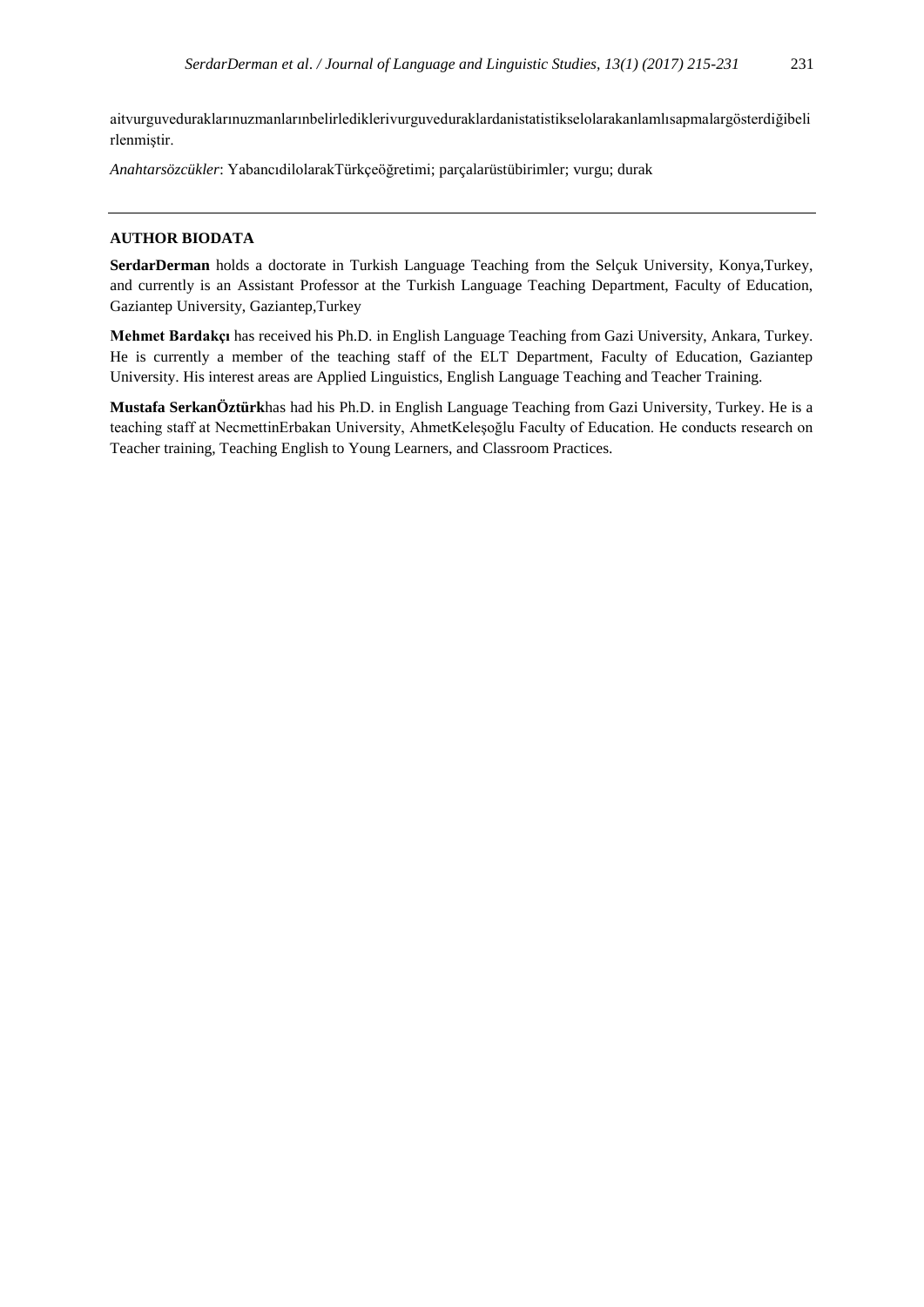aitvurguveduraklarınuzmanlarınbelirledikleri vurguveduraklardanistatistikselolarakanlamlısapmalargösterdiğibelirlenmiştir.

*Anahtarsözcükler*: YabancıdilolarakTürkçeöğretimi; parçalarüstübirimler; vurgu; durak

---

## AUTHOR BIODATA

**SerdarDerman** holds a doctorate in Turkish Language Teaching from the Selçuk University, Konya,Turkey, and currently is an Assistant Professor at the Turkish Language Teaching Department, Faculty of Education, Gaziantep University, Gaziantep,Turkey

**Mehmet Bardakçı** has received his Ph.D. in English Language Teaching from Gazi University, Ankara, Turkey. He is currently a member of the teaching staff of the ELT Department, Faculty of Education, Gaziantep University. His interest areas are Applied Linguistics, English Language Teaching and Teacher Training.

**Mustafa SerkanÖztürk**has had his Ph.D. in English Language Teaching from Gazi University, Turkey. He is a teaching staff at NecmettinErbakan University, AhmetKeleşoğlu Faculty of Education. He conducts research on Teacher training, Teaching English to Young Learners, and Classroom Practices.